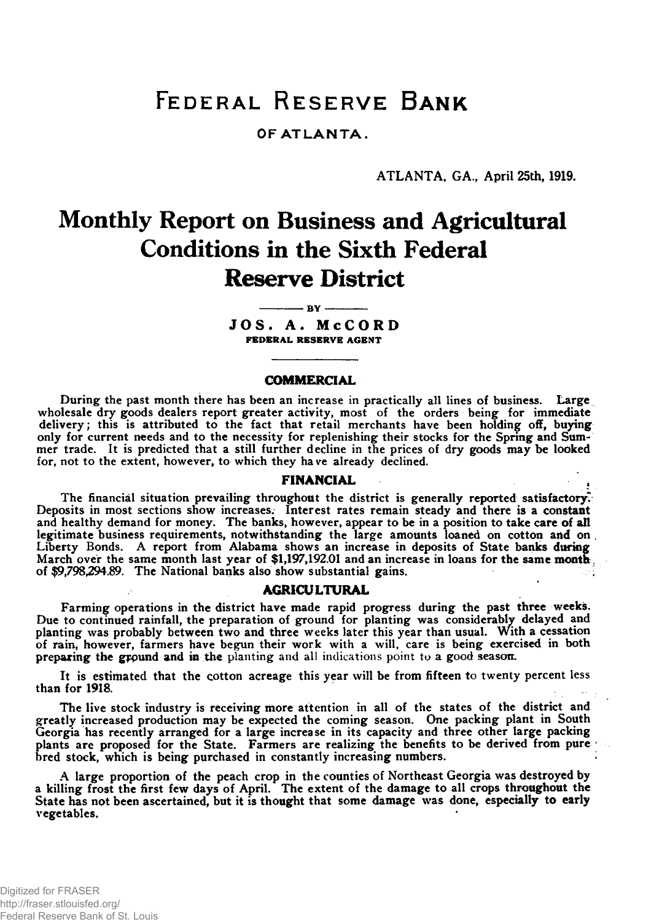# Federal Reserve Bank

**OF ATLANTA.**

ATLANTA, GA., April 25th, 1919.

# Monthly Report on Business and Agricultural Conditions in the Sixth Federal Reserve District

— BY —

**JOS. A. McCORD**
**FEDERAL RESERVE AGENT**

## COMMERCIAL

During the past month there has been an increase in practically all lines of business. Large wholesale dry goods dealers report greater activity, most of the orders being for immediate delivery; this is attributed to the fact that retail merchants have been holding off, buying only for current needs and to the necessity for replenishing their stocks for the Spring and Summer trade. It is predicted that a still further decline in the prices of dry goods may be looked for, not to the extent, however, to which they have already declined.

## FINANCIAL

The financial situation prevailing throughout the district is generally reported satisfactory. Deposits in most sections show increases. Interest rates remain steady and there is a constant and healthy demand for money. The banks, however, appear to be in a position to take care of all legitimate business requirements, notwithstanding the large amounts loaned on cotton and on Liberty Bonds. A report from Alabama shows an increase in deposits of State banks during March over the same month last year of $1,197,192.01 and an increase in loans for the same month of $9,798,294.89. The National banks also show substantial gains.

## AGRICULTURAL

Farming operations in the district have made rapid progress during the past three weeks. Due to continued rainfall, the preparation of ground for planting was considerably delayed and planting was probably between two and three weeks later this year than usual. With a cessation of rain, however, farmers have begun their work with a will, care is being exercised in both preparing the ground and in the planting and all indications point to a good season.

It is estimated that the cotton acreage this year will be from fifteen to twenty percent less than for 1918.

The live stock industry is receiving more attention in all of the states of the district and greatly increased production may be expected the coming season. One packing plant in South Georgia has recently arranged for a large increase in its capacity and three other large packing plants are proposed for the State. Farmers are realizing the benefits to be derived from pure bred stock, which is being purchased in constantly increasing numbers.

A large proportion of the peach crop in the counties of Northeast Georgia was destroyed by a killing frost the first few days of April. The extent of the damage to all crops throughout the State has not been ascertained, but it is thought that some damage was done, especially to early vegetables.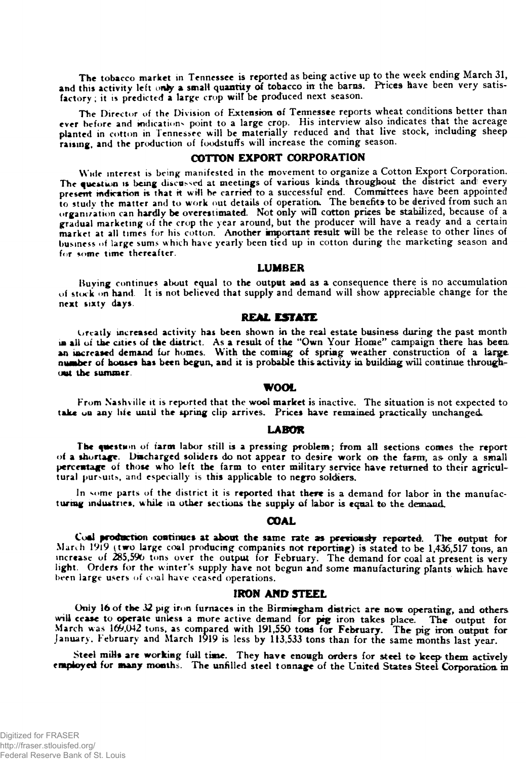The tobacco market in Tennessee is reported as being active up to the week ending March 31, and this activity left only a small quantity of tobacco in the barns. Prices have been very satisfactory; it is predicted a large crop will be produced next season.

The Director of the Division of Extension of Tennessee reports wheat conditions better than ever before and indications point to a large crop. His interview also indicates that the acreage planted in cotton in Tennessee will be materially reduced and that live stock, including sheep raising, and the production of foodstuffs will increase the coming season.

## COTTON EXPORT CORPORATION

Wide interest is being manifested in the movement to organize a Cotton Export Corporation. The question is being discussed at meetings of various kinds throughout the district and every present indication is that it will be carried to a successful end. Committees have been appointed to study the matter and to work out details of operation. The benefits to be derived from such an organization can hardly be overestimated. Not only will cotton prices be stabilized, because of a gradual marketing of the crop the year around, but the producer will have a ready and a certain market at all times for his cotton. Another important result will be the release to other lines of business of large sums which have yearly been tied up in cotton during the marketing season and for some time thereafter.

## LUMBER

Buying continues about equal to the output and as a consequence there is no accumulation of stock on hand. It is not believed that supply and demand will show appreciable change for the next sixty days.

## REAL ESTATE

Greatly increased activity has been shown in the real estate business during the past month in all of the cities of the district. As a result of the "Own Your Home" campaign there has been an increased demand for homes. With the coming of spring weather construction of a large number of houses has been begun, and it is probable this activity in building will continue throughout the summer.

## WOOL

From Nashville it is reported that the wool market is inactive. The situation is not expected to take on any life until the spring clip arrives. Prices have remained practically unchanged.

## LABOR

The question of farm labor still is a pressing problem; from all sections comes the report of a shortage. Discharged soliders do not appear to desire work on the farm, as only a small percentage of those who left the farm to enter military service have returned to their agricultural pursuits, and especially is this applicable to negro soldiers.

In some parts of the district it is reported that there is a demand for labor in the manufacturing industries, while in other sections the supply of labor is equal to the demand.

## COAL

Coal production continues at about the same rate as previously reported. The output for March 1919 (two large coal producing companies not reporting) is stated to be 1,436,517 tons, an increase of 285,596 tons over the output for February. The demand for coal at present is very light. Orders for the winter's supply have not begun and some manufacturing plants which have been large users of coal have ceased operations.

## IRON AND STEEL

Only 16 of the 32 pig iron furnaces in the Birmingham district are now operating, and others will cease to operate unless a more active demand for pig iron takes place. The output for March was 169,042 tons, as compared with 191,550 tons for February. The pig iron output for January, February and March 1919 is less by 113,533 tons than for the same months last year.

Steel mills are working full time. They have enough orders for steel to keep them actively employed for many months. The unfilled steel tonnage of the United States Steel Corporation in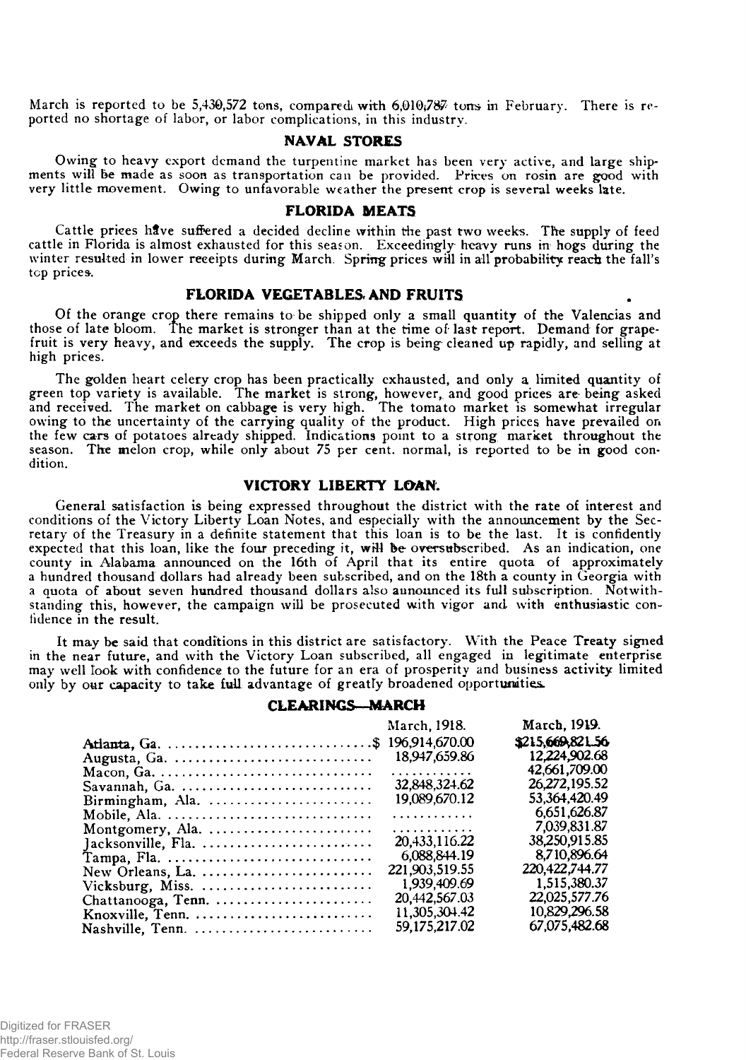March is reported to be 5,430,572 tons, compared with 6,010,787 tons in February. There is reported no shortage of labor, or labor complications, in this industry.

## NAVAL STORES

Owing to heavy export demand the turpentine market has been very active, and large shipments will be made as soon as transportation can be provided. Prices on rosin are good with very little movement. Owing to unfavorable weather the present crop is several weeks late.

## FLORIDA MEATS

Cattle prices have suffered a decided decline within the past two weeks. The supply of feed cattle in Florida is almost exhausted for this season. Exceedingly heavy runs in hogs during the winter resulted in lower receipts during March. Spring prices will in all probability reach the fall's top prices.

## FLORIDA VEGETABLES AND FRUITS

Of the orange crop there remains to be shipped only a small quantity of the Valencias and those of late bloom. The market is stronger than at the time of last report. Demand for grapefruit is very heavy, and exceeds the supply. The crop is being cleaned up rapidly, and selling at high prices.

The golden heart celery crop has been practically exhausted, and only a limited quantity of green top variety is available. The market is strong, however, and good prices are being asked and received. The market on cabbage is very high. The tomato market is somewhat irregular owing to the uncertainty of the carrying quality of the product. High prices have prevailed on the few cars of potatoes already shipped. Indications point to a strong market throughout the season. The melon crop, while only about 75 per cent. normal, is reported to be in good condition.

## VICTORY LIBERTY LOAN.

General satisfaction is being expressed throughout the district with the rate of interest and conditions of the Victory Liberty Loan Notes, and especially with the announcement by the Secretary of the Treasury in a definite statement that this loan is to be the last. It is confidently expected that this loan, like the four preceding it, will be oversubscribed. As an indication, one county in Alabama announced on the 16th of April that its entire quota of approximately a hundred thousand dollars had already been subscribed, and on the 18th a county in Georgia with a quota of about seven hundred thousand dollars also announced its full subscription. Notwithstanding this, however, the campaign will be prosecuted with vigor and with enthusiastic confidence in the result.

It may be said that conditions in this district are satisfactory. With the Peace Treaty signed in the near future, and with the Victory Loan subscribed, all engaged in legitimate enterprise may well look with confidence to the future for an era of prosperity and business activity limited only by our capacity to take full advantage of greatly broadened opportunities.

## CLEARINGS—MARCH

| | March, 1918. | March, 1919. |
|---|---|---|
| Atlanta, Ga. | $ 196,914,670.00 | $215,669,821.56 |
| Augusta, Ga. | 18,947,659.86 | 12,224,902.68 |
| Macon, Ga. | ............ | 42,661,709.00 |
| Savannah, Ga. | 32,848,324.62 | 26,272,195.52 |
| Birmingham, Ala. | 19,089,670.12 | 53,364,420.49 |
| Mobile, Ala. | ............ | 6,651,626.87 |
| Montgomery, Ala. | ............ | 7,039,831.87 |
| Jacksonville, Fla. | 20,433,116.22 | 38,250,915.85 |
| Tampa, Fla. | 6,088,844.19 | 8,710,896.64 |
| New Orleans, La. | 221,903,519.55 | 220,422,744.77 |
| Vicksburg, Miss. | 1,939,409.69 | 1,515,380.37 |
| Chattanooga, Tenn. | 20,442,567.03 | 22,025,577.76 |
| Knoxville, Tenn. | 11,305,304.42 | 10,829,296.58 |
| Nashville, Tenn. | 59,175,217.02 | 67,075,482.68 |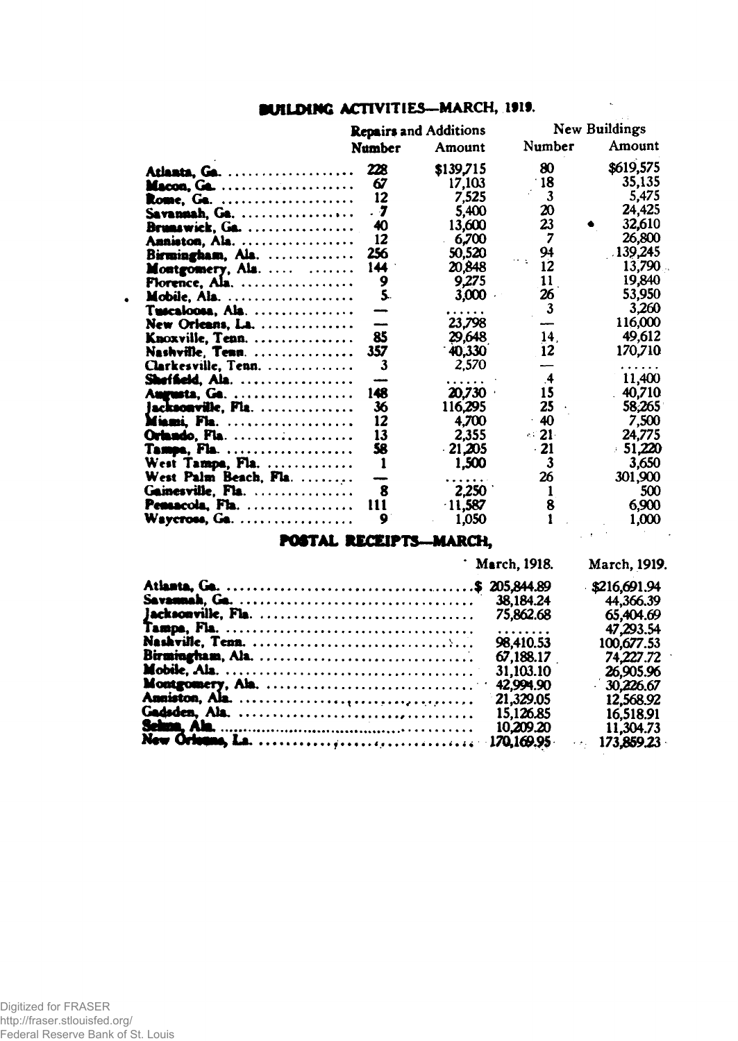## BUILDING ACTIVITIES—MARCH, 1919.

| | Repairs and Additions | | New Buildings | |
|---|---|---|---|---|
| | Number | Amount | Number | Amount |
| Atlanta, Ga. | 228 | $139,715 | 80 | $619,575 |
| Macon, Ga. | 67 | 17,103 | 18 | 35,135 |
| Rome, Ga. | 12 | 7,525 | 3 | 5,475 |
| Savannah, Ga. | 7 | 5,400 | 20 | 24,425 |
| Brunswick, Ga. | 40 | 13,600 | 23 | 32,610 |
| Anniston, Ala. | 12 | 6,700 | 7 | 26,800 |
| Birmingham, Ala. | 256 | 50,520 | 94 | 139,245 |
| Montgomery, Ala. | 144 | 20,848 | 12 | 13,790 |
| Florence, Ala. | 9 | 9,275 | 11 | 19,840 |
| Mobile, Ala. | 5 | 3,000 | 26 | 53,950 |
| Tuscaloosa, Ala. | — | ...... | 3 | 3,260 |
| New Orleans, La. | — | 23,798 | — | 116,000 |
| Knoxville, Tenn. | 85 | 29,648 | 14 | 49,612 |
| Nashville, Tenn. | 357 | 40,330 | 12 | 170,710 |
| Clarkesville, Tenn. | 3 | 2,570 | — | ...... |
| Sheffield, Ala. | — | ...... | 4 | 11,400 |
| Augusta, Ga. | 148 | 20,730 | 15 | 40,710 |
| Jacksonville, Fla. | 36 | 116,295 | 25 | 58,265 |
| Miami, Fla. | 12 | 4,700 | 40 | 7,500 |
| Orlando, Fla. | 13 | 2,355 | 21 | 24,775 |
| Tampa, Fla. | 58 | 21,205 | 21 | 51,220 |
| West Tampa, Fla. | 1 | 1,500 | 3 | 3,650 |
| West Palm Beach, Fla. | — | ...... | 26 | 301,900 |
| Gainesville, Fla. | 8 | 2,250 | 1 | 500 |
| Pensacola, Fla. | 111 | 11,587 | 8 | 6,900 |
| Waycross, Ga. | 9 | 1,050 | 1 | 1,000 |

## POSTAL RECEIPTS—MARCH,

| | March, 1918. | March, 1919. |
|---|---|---|
| Atlanta, Ga. | $ 205,844.89 | $216,691.94 |
| Savannah, Ga. | 38,184.24 | 44,366.39 |
| Jacksonville, Fla. | 75,862.68 | 65,404.69 |
| Tampa, Fla. | ........ | 47,293.54 |
| Nashville, Tenn. | 98,410.53 | 100,677.53 |
| Birmingham, Ala. | 67,188.17 | 74,227.72 |
| Mobile, Ala. | 31,103.10 | 26,905.96 |
| Montgomery, Ala. | 42,994.90 | 30,226.67 |
| Anniston, Ala. | 21,329.05 | 12,568.92 |
| Gadsden, Ala. | 15,126.85 | 16,518.91 |
| Selma, Ala. | 10,209.20 | 11,304.73 |
| New Orleans, La. | 170,169.95 | 173,859.23 |